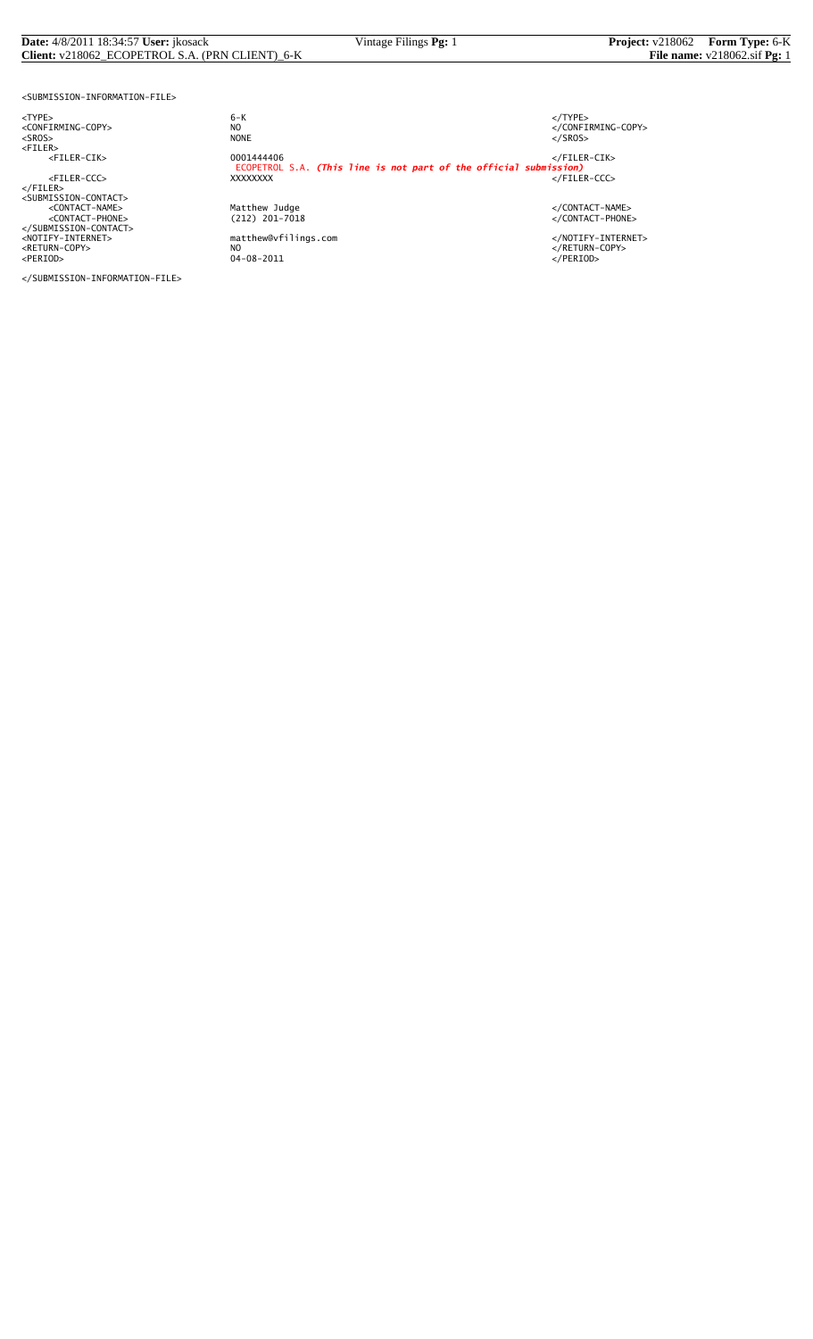```
<SUBMISSION-INFORMATION-FILE>

<TYPE>                    6-K                                                            </TYPE>
<CONFIRMING-COPY>         NO                                                             </CONFIRMING-COPY>
<SROS>                    NONE                                                           </SROS>
<FILER>
     <FILER-CIK>          0001444406                                                     </FILER-CIK>
                          ECOPETROL S.A. (This line is not part of the official submission)
     <FILER-CCC>          XXXXXXXX                                                       </FILER-CCC>
</FILER>
<SUBMISSION-CONTACT>
     <CONTACT-NAME>       Matthew Judge                                                  </CONTACT-NAME>
     <CONTACT-PHONE>      (212) 201-7018                                                 </CONTACT-PHONE>
</SUBMISSION-CONTACT>
<NOTIFY-INTERNET>         matthew@vfilings.com                                           </NOTIFY-INTERNET>
<RETURN-COPY>             NO                                                             </RETURN-COPY>
<PERIOD>                  04-08-2011                                                     </PERIOD>

</SUBMISSION-INFORMATION-FILE>
```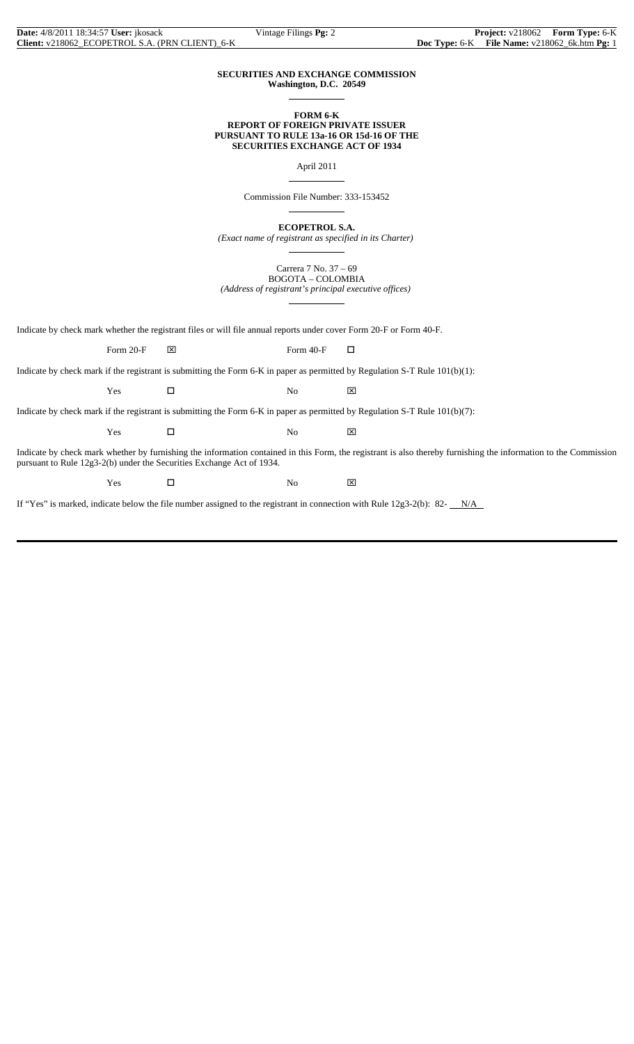**SECURITIES AND EXCHANGE COMMISSION**
**Washington, D.C. 20549**

**FORM 6-K**
**REPORT OF FOREIGN PRIVATE ISSUER**
**PURSUANT TO RULE 13a-16 OR 15d-16 OF THE**
**SECURITIES EXCHANGE ACT OF 1934**

April 2011

Commission File Number: 333-153452

**ECOPETROL S.A.**
*(Exact name of registrant as specified in its Charter)*

Carrera 7 No. 37 – 69
BOGOTA – COLOMBIA
*(Address of registrant's principal executive offices)*

Indicate by check mark whether the registrant files or will file annual reports under cover Form 20-F or Form 40-F.

Form 20-F ☒ Form 40-F ☐

Indicate by check mark if the registrant is submitting the Form 6-K in paper as permitted by Regulation S-T Rule 101(b)(1):

Yes ☐ No ☒

Indicate by check mark if the registrant is submitting the Form 6-K in paper as permitted by Regulation S-T Rule 101(b)(7):

Yes ☐ No ☒

Indicate by check mark whether by furnishing the information contained in this Form, the registrant is also thereby furnishing the information to the Commission pursuant to Rule 12g3-2(b) under the Securities Exchange Act of 1934.

Yes ☐ No ☒

If "Yes" is marked, indicate below the file number assigned to the registrant in connection with Rule 12g3-2(b): 82- N/A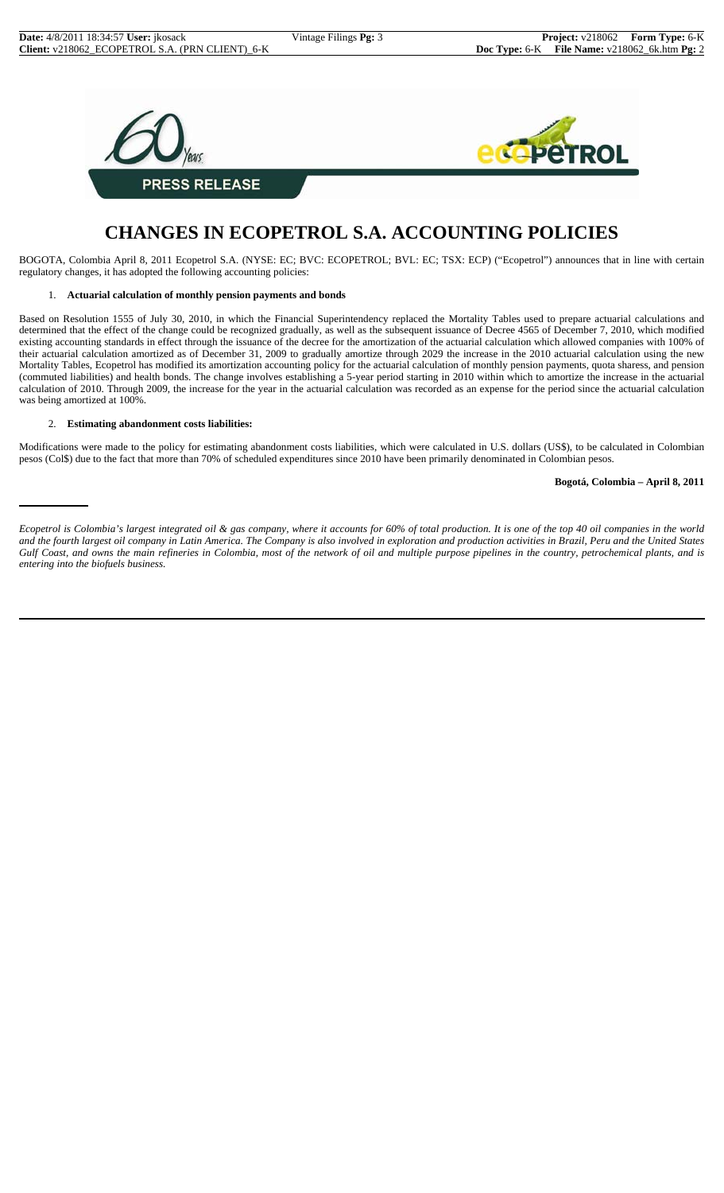**PRESS RELEASE**

# CHANGES IN ECOPETROL S.A. ACCOUNTING POLICIES

BOGOTA, Colombia April 8, 2011 Ecopetrol S.A. (NYSE: EC; BVC: ECOPETROL; BVL: EC; TSX: ECP) ("Ecopetrol") announces that in line with certain regulatory changes, it has adopted the following accounting policies:

1. **Actuarial calculation of monthly pension payments and bonds**

Based on Resolution 1555 of July 30, 2010, in which the Financial Superintendency replaced the Mortality Tables used to prepare actuarial calculations and determined that the effect of the change could be recognized gradually, as well as the subsequent issuance of Decree 4565 of December 7, 2010, which modified existing accounting standards in effect through the issuance of the decree for the amortization of the actuarial calculation which allowed companies with 100% of their actuarial calculation amortized as of December 31, 2009 to gradually amortize through 2029 the increase in the 2010 actuarial calculation using the new Mortality Tables, Ecopetrol has modified its amortization accounting policy for the actuarial calculation of monthly pension payments, quota sharess, and pension (commuted liabilities) and health bonds. The change involves establishing a 5-year period starting in 2010 within which to amortize the increase in the actuarial calculation of 2010. Through 2009, the increase for the year in the actuarial calculation was recorded as an expense for the period since the actuarial calculation was being amortized at 100%.

2. **Estimating abandonment costs liabilities:**

Modifications were made to the policy for estimating abandonment costs liabilities, which were calculated in U.S. dollars (US$), to be calculated in Colombian pesos (Col$) due to the fact that more than 70% of scheduled expenditures since 2010 have been primarily denominated in Colombian pesos.

**Bogotá, Colombia – April 8, 2011**

---

*Ecopetrol is Colombia's largest integrated oil & gas company, where it accounts for 60% of total production. It is one of the top 40 oil companies in the world and the fourth largest oil company in Latin America. The Company is also involved in exploration and production activities in Brazil, Peru and the United States Gulf Coast, and owns the main refineries in Colombia, most of the network of oil and multiple purpose pipelines in the country, petrochemical plants, and is entering into the biofuels business.*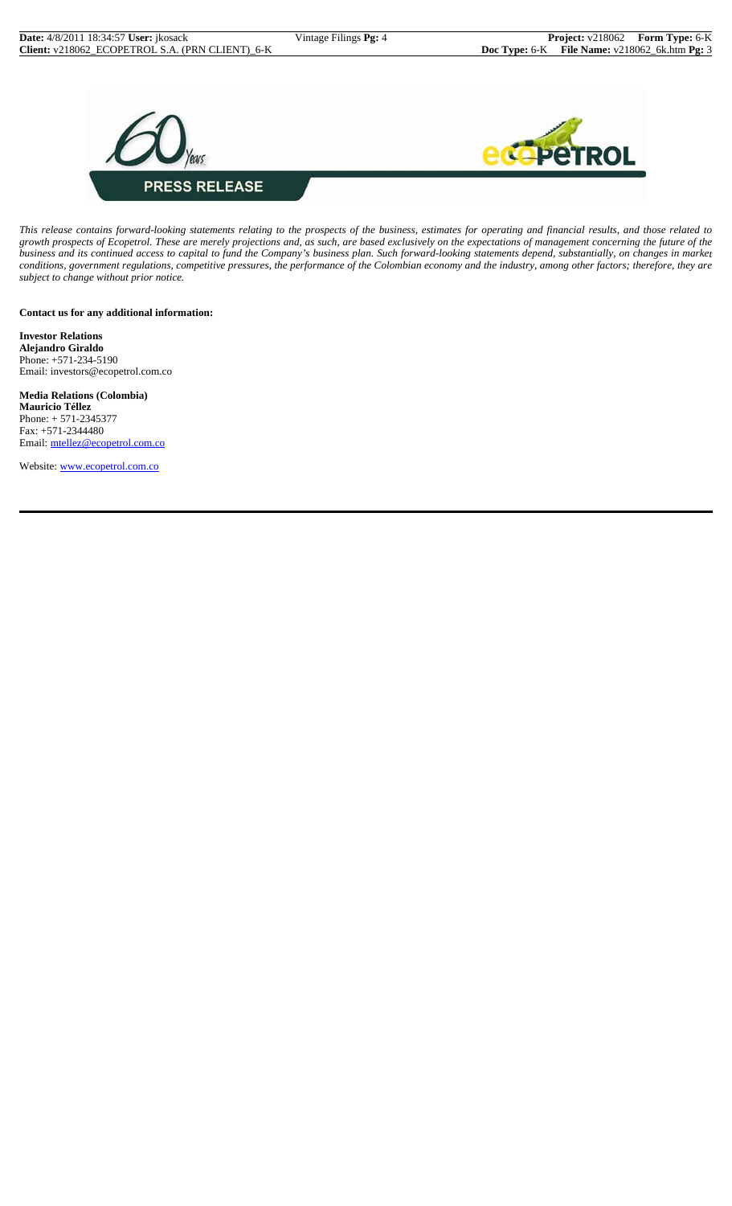**PRESS RELEASE**

*This release contains forward-looking statements relating to the prospects of the business, estimates for operating and financial results, and those related to growth prospects of Ecopetrol. These are merely projections and, as such, are based exclusively on the expectations of management concerning the future of the business and its continued access to capital to fund the Company's business plan. Such forward-looking statements depend, substantially, on changes in market conditions, government regulations, competitive pressures, the performance of the Colombian economy and the industry, among other factors; therefore, they are subject to change without prior notice.*

**Contact us for any additional information:**

**Investor Relations**
**Alejandro Giraldo**
Phone: +571-234-5190
Email: investors@ecopetrol.com.co

**Media Relations (Colombia)**
**Mauricio Téllez**
Phone: + 571-2345377
Fax: +571-2344480
Email: mtellez@ecopetrol.com.co

Website: www.ecopetrol.com.co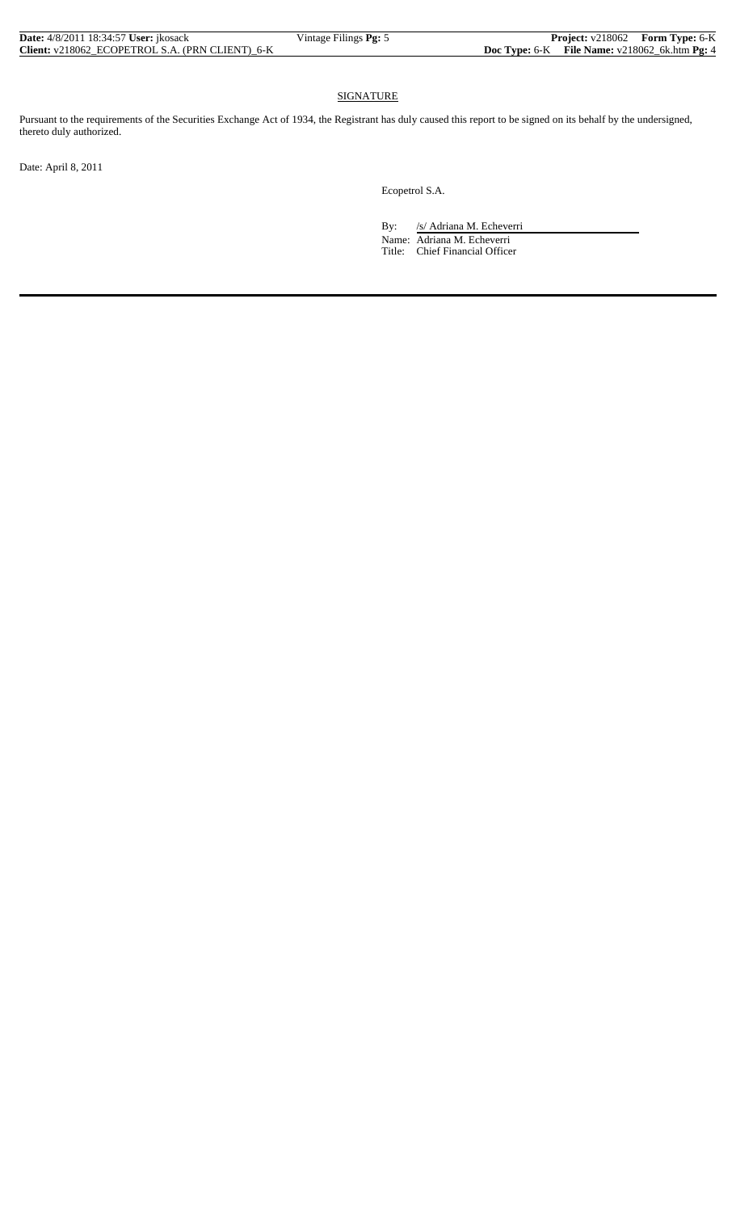## SIGNATURE

Pursuant to the requirements of the Securities Exchange Act of 1934, the Registrant has duly caused this report to be signed on its behalf by the undersigned, thereto duly authorized.

Date: April 8, 2011

Ecopetrol S.A.

By: /s/ Adriana M. Echeverri

Name: Adriana M. Echeverri

Title: Chief Financial Officer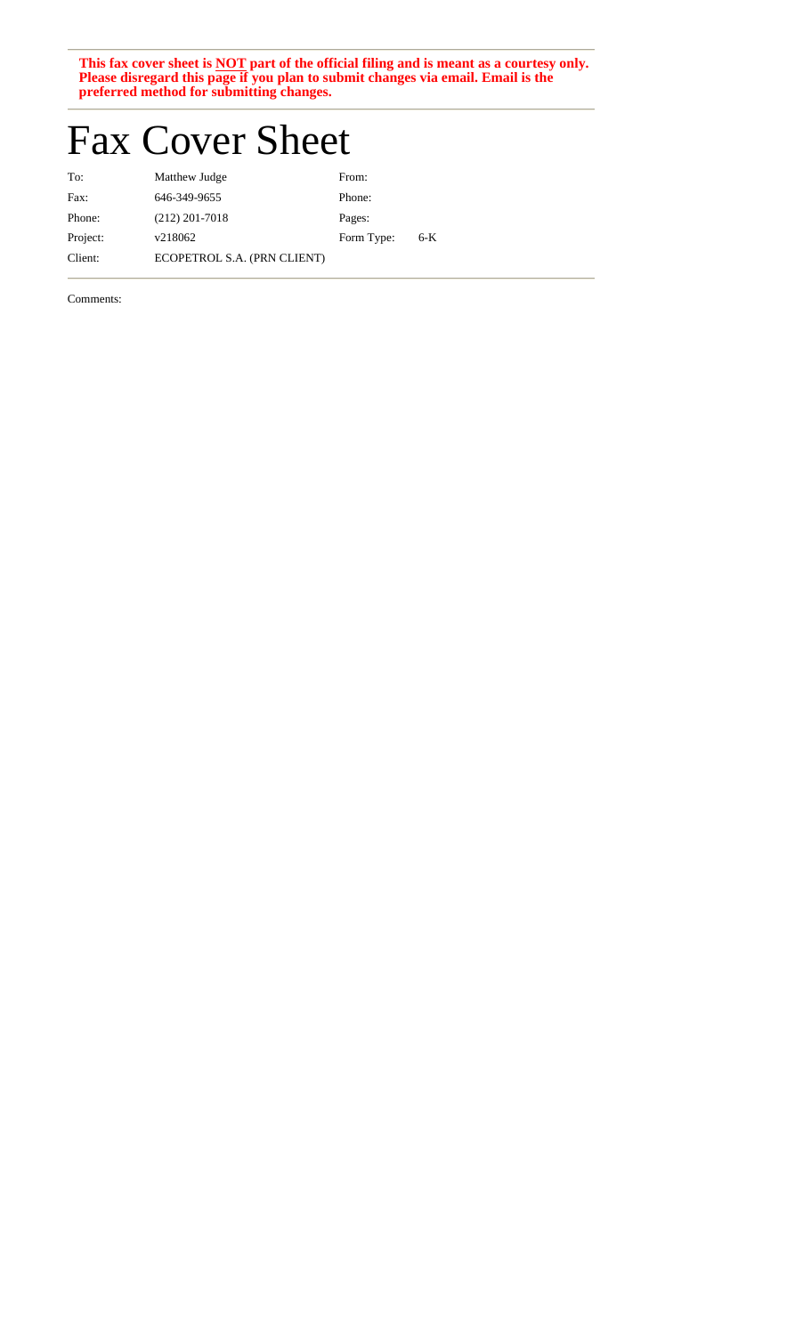**This fax cover sheet is NOT part of the official filing and is meant as a courtesy only. Please disregard this page if you plan to submit changes via email. Email is the preferred method for submitting changes.**

# Fax Cover Sheet

| | | | |
|---|---|---|---|
| To: | Matthew Judge | From: | |
| Fax: | 646-349-9655 | Phone: | |
| Phone: | (212) 201-7018 | Pages: | |
| Project: | v218062 | Form Type: | 6-K |
| Client: | ECOPETROL S.A. (PRN CLIENT) | | |

Comments: